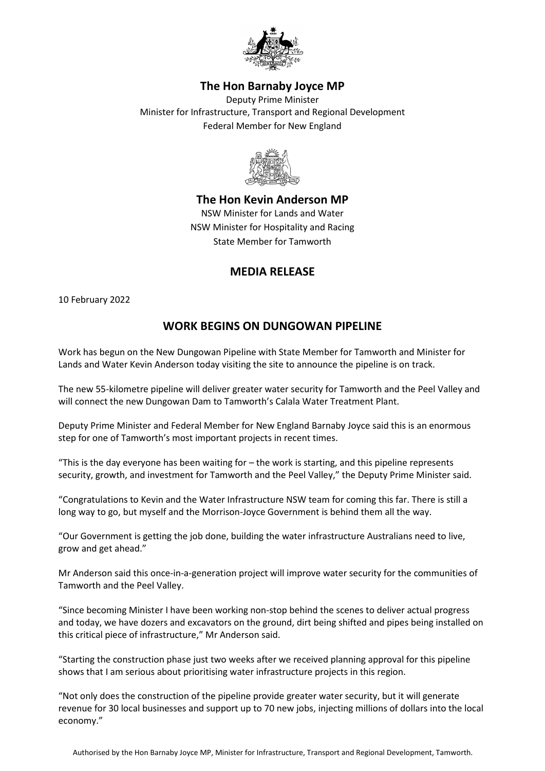## The Hon Barnaby Joyce MP

Deputy Prime Minister
Minister for Infrastructure, Transport and Regional Development
Federal Member for New England

## The Hon Kevin Anderson MP

NSW Minister for Lands and Water
NSW Minister for Hospitality and Racing
State Member for Tamworth

## MEDIA RELEASE

10 February 2022

# WORK BEGINS ON DUNGOWAN PIPELINE

Work has begun on the New Dungowan Pipeline with State Member for Tamworth and Minister for Lands and Water Kevin Anderson today visiting the site to announce the pipeline is on track.

The new 55-kilometre pipeline will deliver greater water security for Tamworth and the Peel Valley and will connect the new Dungowan Dam to Tamworth's Calala Water Treatment Plant.

Deputy Prime Minister and Federal Member for New England Barnaby Joyce said this is an enormous step for one of Tamworth's most important projects in recent times.

"This is the day everyone has been waiting for – the work is starting, and this pipeline represents security, growth, and investment for Tamworth and the Peel Valley," the Deputy Prime Minister said.

"Congratulations to Kevin and the Water Infrastructure NSW team for coming this far. There is still a long way to go, but myself and the Morrison-Joyce Government is behind them all the way.

"Our Government is getting the job done, building the water infrastructure Australians need to live, grow and get ahead."

Mr Anderson said this once-in-a-generation project will improve water security for the communities of Tamworth and the Peel Valley.

"Since becoming Minister I have been working non-stop behind the scenes to deliver actual progress and today, we have dozers and excavators on the ground, dirt being shifted and pipes being installed on this critical piece of infrastructure," Mr Anderson said.

"Starting the construction phase just two weeks after we received planning approval for this pipeline shows that I am serious about prioritising water infrastructure projects in this region.

"Not only does the construction of the pipeline provide greater water security, but it will generate revenue for 30 local businesses and support up to 70 new jobs, injecting millions of dollars into the local economy."

Authorised by the Hon Barnaby Joyce MP, Minister for Infrastructure, Transport and Regional Development, Tamworth.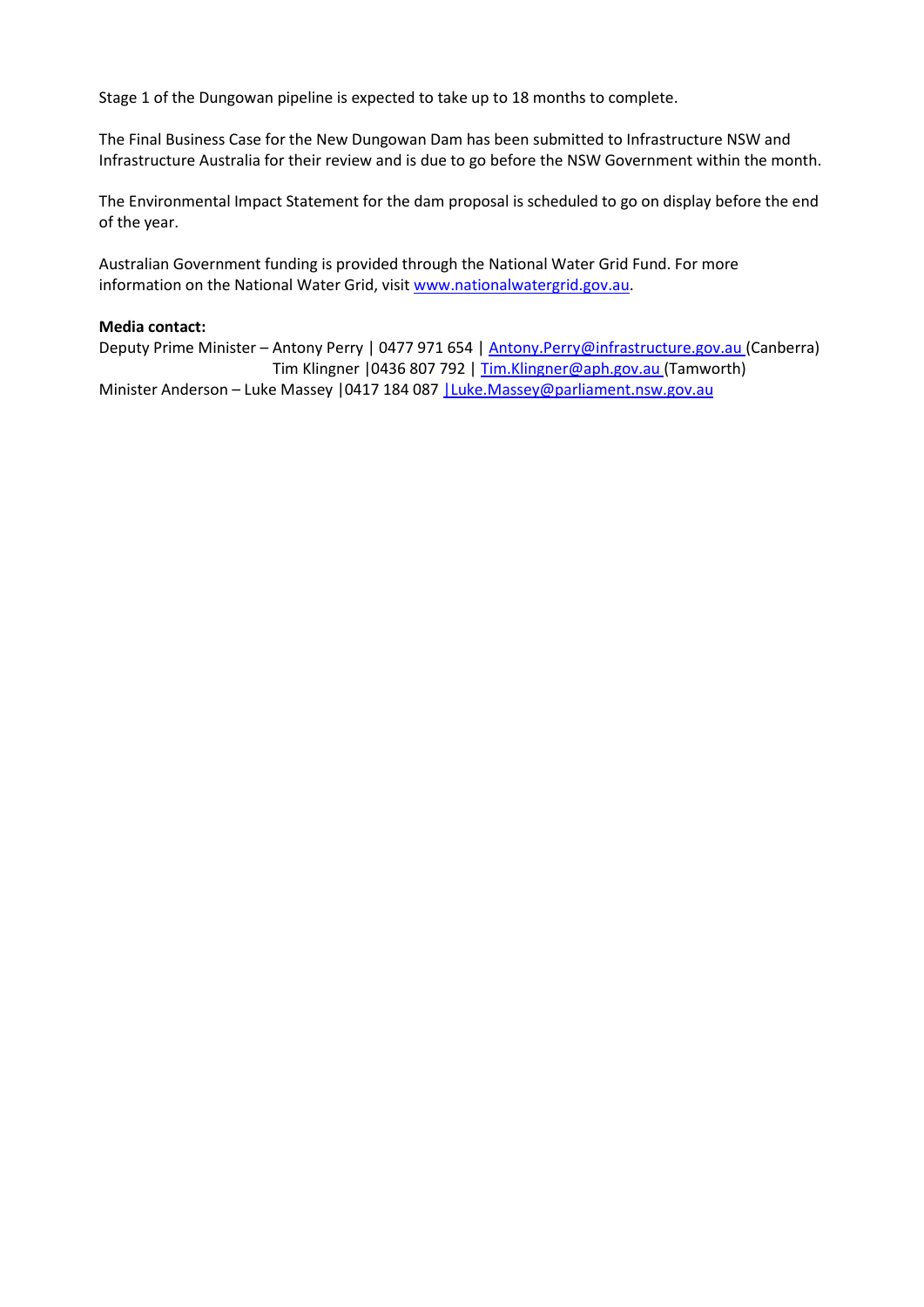Stage 1 of the Dungowan pipeline is expected to take up to 18 months to complete.

The Final Business Case for the New Dungowan Dam has been submitted to Infrastructure NSW and Infrastructure Australia for their review and is due to go before the NSW Government within the month.

The Environmental Impact Statement for the dam proposal is scheduled to go on display before the end of the year.

Australian Government funding is provided through the National Water Grid Fund. For more information on the National Water Grid, visit www.nationalwatergrid.gov.au.

**Media contact:**

Deputy Prime Minister – Antony Perry | 0477 971 654 | Antony.Perry@infrastructure.gov.au (Canberra)
Tim Klingner |0436 807 792 | Tim.Klingner@aph.gov.au (Tamworth)
Minister Anderson – Luke Massey |0417 184 087 |Luke.Massey@parliament.nsw.gov.au